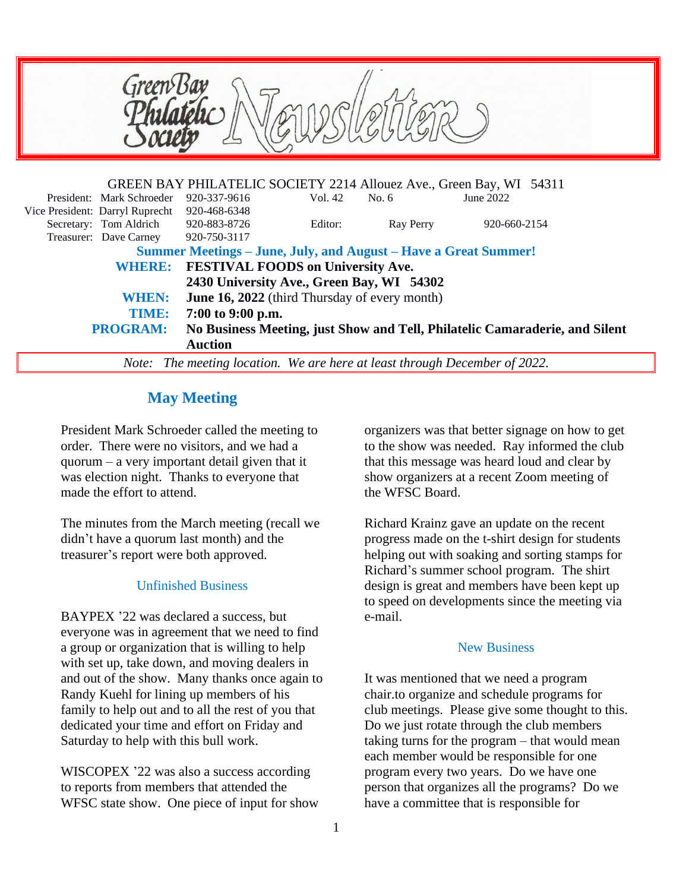# Green Bay Philatelic Society Newsletter

GREEN BAY PHILATELIC SOCIETY 2214 Allouez Ave., Green Bay, WI 54311

| | | | | |
|---|---|---|---|---|
| President: Mark Schroeder | 920-337-9616 | Vol. 42 | No. 6 | June 2022 |
| Vice President: Darryl Ruprecht | 920-468-6348 | | | |
| Secretary: Tom Aldrich | 920-883-8726 | Editor: | Ray Perry | 920-660-2154 |
| Treasurer: Dave Carney | 920-750-3117 | | | |

**Summer Meetings – June, July, and August – Have a Great Summer!**

**WHERE:** **FESTIVAL FOODS on University Ave.**
**2430 University Ave., Green Bay, WI 54302**

**WHEN:** **June 16, 2022** (third Thursday of every month)

**TIME:** **7:00 to 9:00 p.m.**

**PROGRAM:** **No Business Meeting, just Show and Tell, Philatelic Camaraderie, and Silent Auction**

*Note: The meeting location. We are here at least through December of 2022.*

## May Meeting

President Mark Schroeder called the meeting to order. There were no visitors, and we had a quorum – a very important detail given that it was election night. Thanks to everyone that made the effort to attend.

The minutes from the March meeting (recall we didn't have a quorum last month) and the treasurer's report were both approved.

### Unfinished Business

BAYPEX '22 was declared a success, but everyone was in agreement that we need to find a group or organization that is willing to help with set up, take down, and moving dealers in and out of the show. Many thanks once again to Randy Kuehl for lining up members of his family to help out and to all the rest of you that dedicated your time and effort on Friday and Saturday to help with this bull work.

WISCOPEX '22 was also a success according to reports from members that attended the WFSC state show. One piece of input for show organizers was that better signage on how to get to the show was needed. Ray informed the club that this message was heard loud and clear by show organizers at a recent Zoom meeting of the WFSC Board.

Richard Krainz gave an update on the recent progress made on the t-shirt design for students helping out with soaking and sorting stamps for Richard's summer school program. The shirt design is great and members have been kept up to speed on developments since the meeting via e-mail.

### New Business

It was mentioned that we need a program chair.to organize and schedule programs for club meetings. Please give some thought to this. Do we just rotate through the club members taking turns for the program – that would mean each member would be responsible for one program every two years. Do we have one person that organizes all the programs? Do we have a committee that is responsible for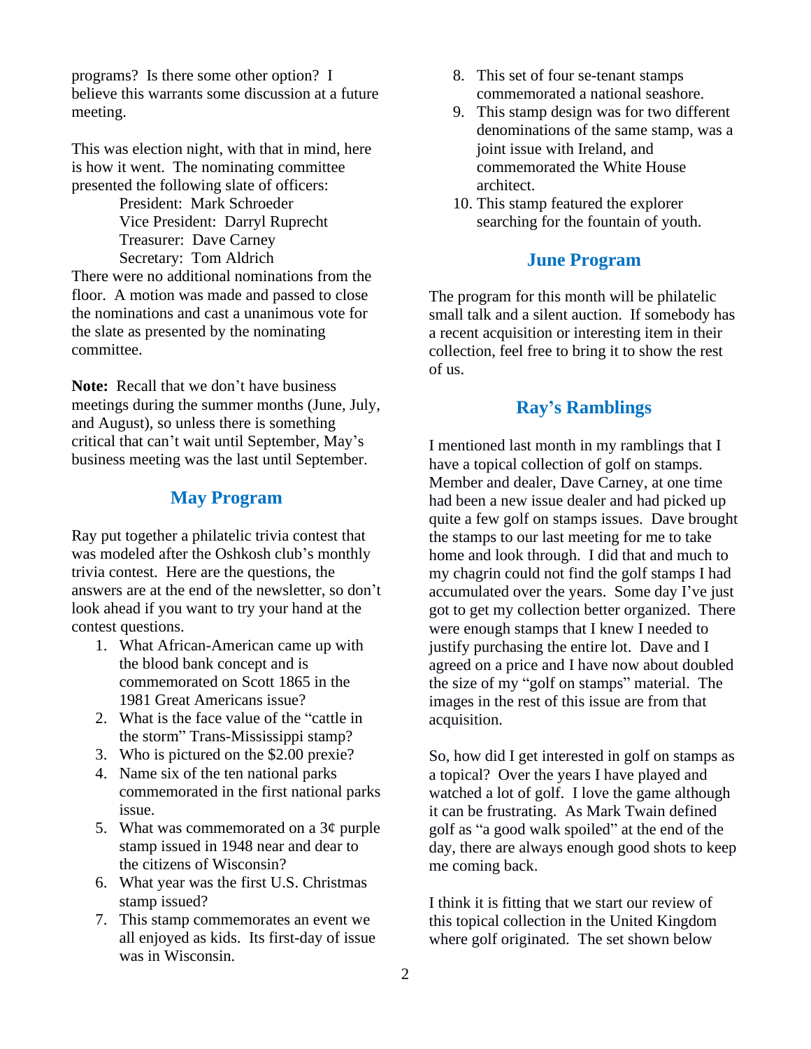programs? Is there some other option? I believe this warrants some discussion at a future meeting.

This was election night, with that in mind, here is how it went. The nominating committee presented the following slate of officers:

President: Mark Schroeder
Vice President: Darryl Ruprecht
Treasurer: Dave Carney
Secretary: Tom Aldrich

There were no additional nominations from the floor. A motion was made and passed to close the nominations and cast a unanimous vote for the slate as presented by the nominating committee.

**Note:** Recall that we don't have business meetings during the summer months (June, July, and August), so unless there is something critical that can't wait until September, May's business meeting was the last until September.

## May Program

Ray put together a philatelic trivia contest that was modeled after the Oshkosh club's monthly trivia contest. Here are the questions, the answers are at the end of the newsletter, so don't look ahead if you want to try your hand at the contest questions.

1. What African-American came up with the blood bank concept and is commemorated on Scott 1865 in the 1981 Great Americans issue?
2. What is the face value of the "cattle in the storm" Trans-Mississippi stamp?
3. Who is pictured on the $2.00 prexie?
4. Name six of the ten national parks commemorated in the first national parks issue.
5. What was commemorated on a 3¢ purple stamp issued in 1948 near and dear to the citizens of Wisconsin?
6. What year was the first U.S. Christmas stamp issued?
7. This stamp commemorates an event we all enjoyed as kids. Its first-day of issue was in Wisconsin.
8. This set of four se-tenant stamps commemorated a national seashore.
9. This stamp design was for two different denominations of the same stamp, was a joint issue with Ireland, and commemorated the White House architect.
10. This stamp featured the explorer searching for the fountain of youth.

## June Program

The program for this month will be philatelic small talk and a silent auction. If somebody has a recent acquisition or interesting item in their collection, feel free to bring it to show the rest of us.

## Ray's Ramblings

I mentioned last month in my ramblings that I have a topical collection of golf on stamps. Member and dealer, Dave Carney, at one time had been a new issue dealer and had picked up quite a few golf on stamps issues. Dave brought the stamps to our last meeting for me to take home and look through. I did that and much to my chagrin could not find the golf stamps I had accumulated over the years. Some day I've just got to get my collection better organized. There were enough stamps that I knew I needed to justify purchasing the entire lot. Dave and I agreed on a price and I have now about doubled the size of my "golf on stamps" material. The images in the rest of this issue are from that acquisition.

So, how did I get interested in golf on stamps as a topical? Over the years I have played and watched a lot of golf. I love the game although it can be frustrating. As Mark Twain defined golf as "a good walk spoiled" at the end of the day, there are always enough good shots to keep me coming back.

I think it is fitting that we start our review of this topical collection in the United Kingdom where golf originated. The set shown below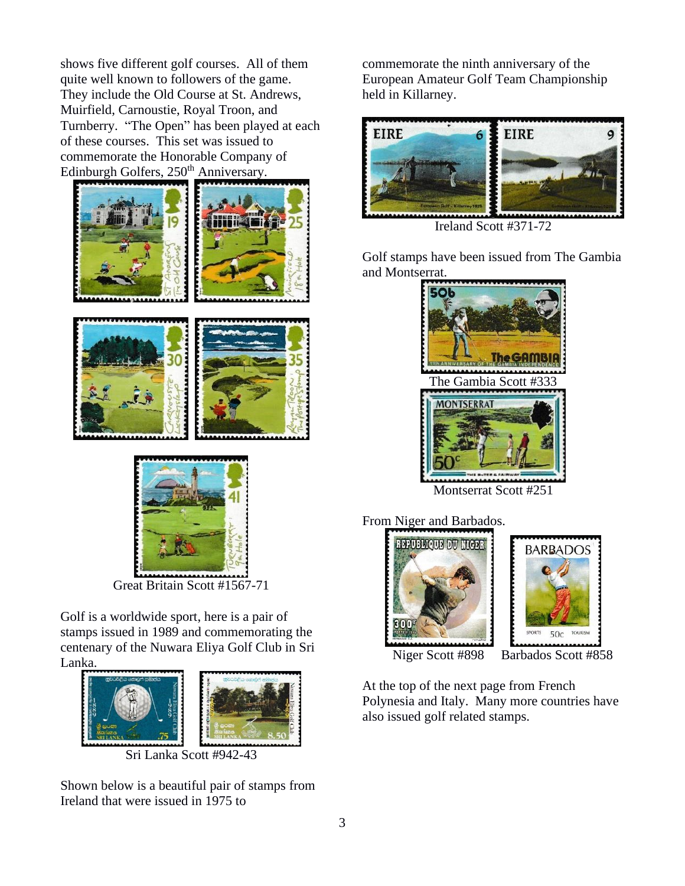shows five different golf courses. All of them quite well known to followers of the game. They include the Old Course at St. Andrews, Muirfield, Carnoustie, Royal Troon, and Turnberry. "The Open" has been played at each of these courses. This set was issued to commemorate the Honorable Company of Edinburgh Golfers, 250th Anniversary.

Great Britain Scott #1567-71

Golf is a worldwide sport, here is a pair of stamps issued in 1989 and commemorating the centenary of the Nuwara Eliya Golf Club in Sri Lanka.

Sri Lanka Scott #942-43

Shown below is a beautiful pair of stamps from Ireland that were issued in 1975 to commemorate the ninth anniversary of the European Amateur Golf Team Championship held in Killarney.

Ireland Scott #371-72

Golf stamps have been issued from The Gambia and Montserrat.

The Gambia Scott #333

Montserrat Scott #251

From Niger and Barbados.

Niger Scott #898 Barbados Scott #858

At the top of the next page from French Polynesia and Italy. Many more countries have also issued golf related stamps.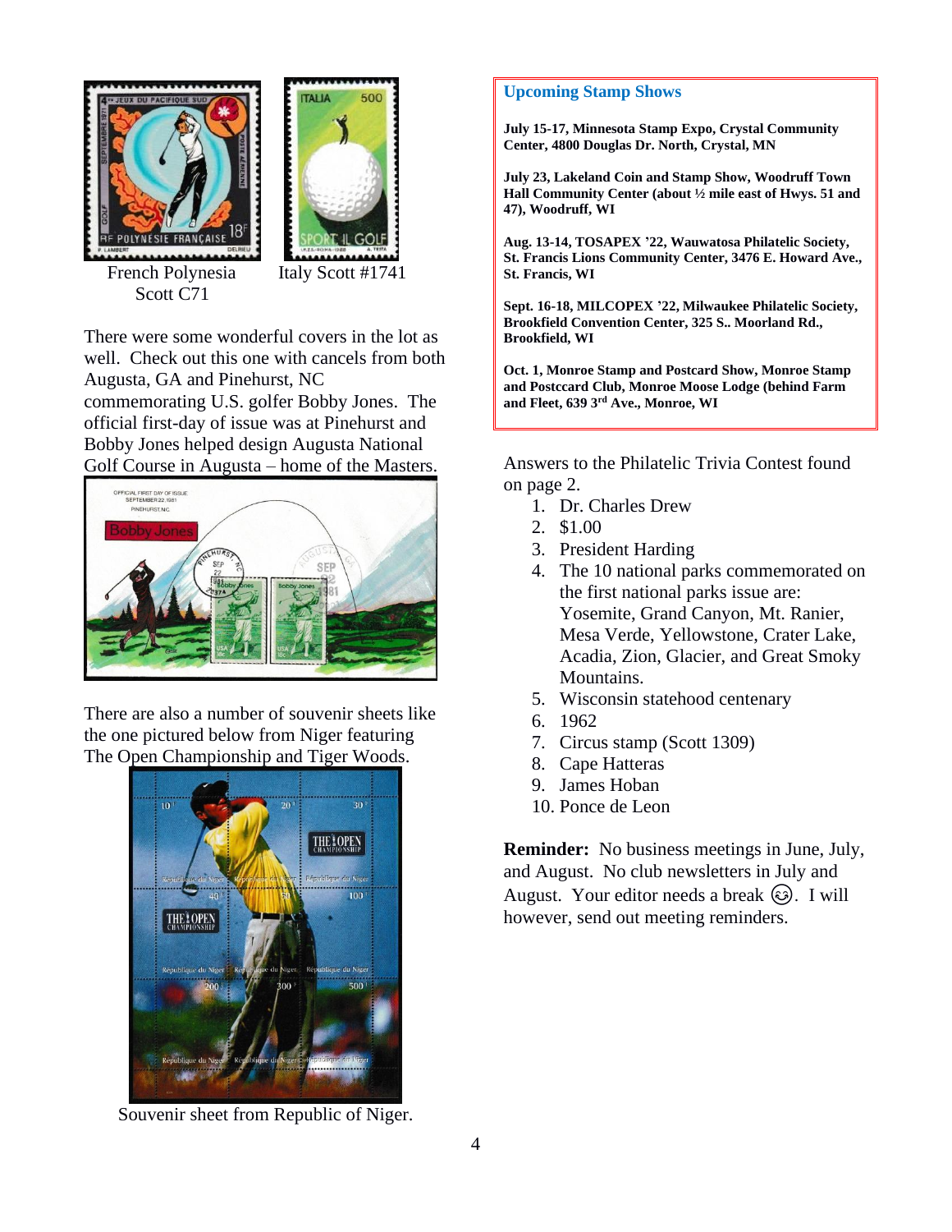French Polynesia Scott C71

Italy Scott #1741

There were some wonderful covers in the lot as well. Check out this one with cancels from both Augusta, GA and Pinehurst, NC commemorating U.S. golfer Bobby Jones. The official first-day of issue was at Pinehurst and Bobby Jones helped design Augusta National Golf Course in Augusta – home of the Masters.

There are also a number of souvenir sheets like the one pictured below from Niger featuring The Open Championship and Tiger Woods.

Souvenir sheet from Republic of Niger.

## Upcoming Stamp Shows

**July 15-17, Minnesota Stamp Expo, Crystal Community Center, 4800 Douglas Dr. North, Crystal, MN**

**July 23, Lakeland Coin and Stamp Show, Woodruff Town Hall Community Center (about ½ mile east of Hwys. 51 and 47), Woodruff, WI**

**Aug. 13-14, TOSAPEX '22, Wauwatosa Philatelic Society, St. Francis Lions Community Center, 3476 E. Howard Ave., St. Francis, WI**

**Sept. 16-18, MILCOPEX '22, Milwaukee Philatelic Society, Brookfield Convention Center, 325 S.. Moorland Rd., Brookfield, WI**

**Oct. 1, Monroe Stamp and Postcard Show, Monroe Stamp and Postcard Club, Monroe Moose Lodge (behind Farm and Fleet, 639 3rd Ave., Monroe, WI**

Answers to the Philatelic Trivia Contest found on page 2.

1. Dr. Charles Drew
2. $1.00
3. President Harding
4. The 10 national parks commemorated on the first national parks issue are: Yosemite, Grand Canyon, Mt. Ranier, Mesa Verde, Yellowstone, Crater Lake, Acadia, Zion, Glacier, and Great Smoky Mountains.
5. Wisconsin statehood centenary
6. 1962
7. Circus stamp (Scott 1309)
8. Cape Hatteras
9. James Hoban
10. Ponce de Leon

**Reminder:** No business meetings in June, July, and August. No club newsletters in July and August. Your editor needs a break 😉. I will however, send out meeting reminders.